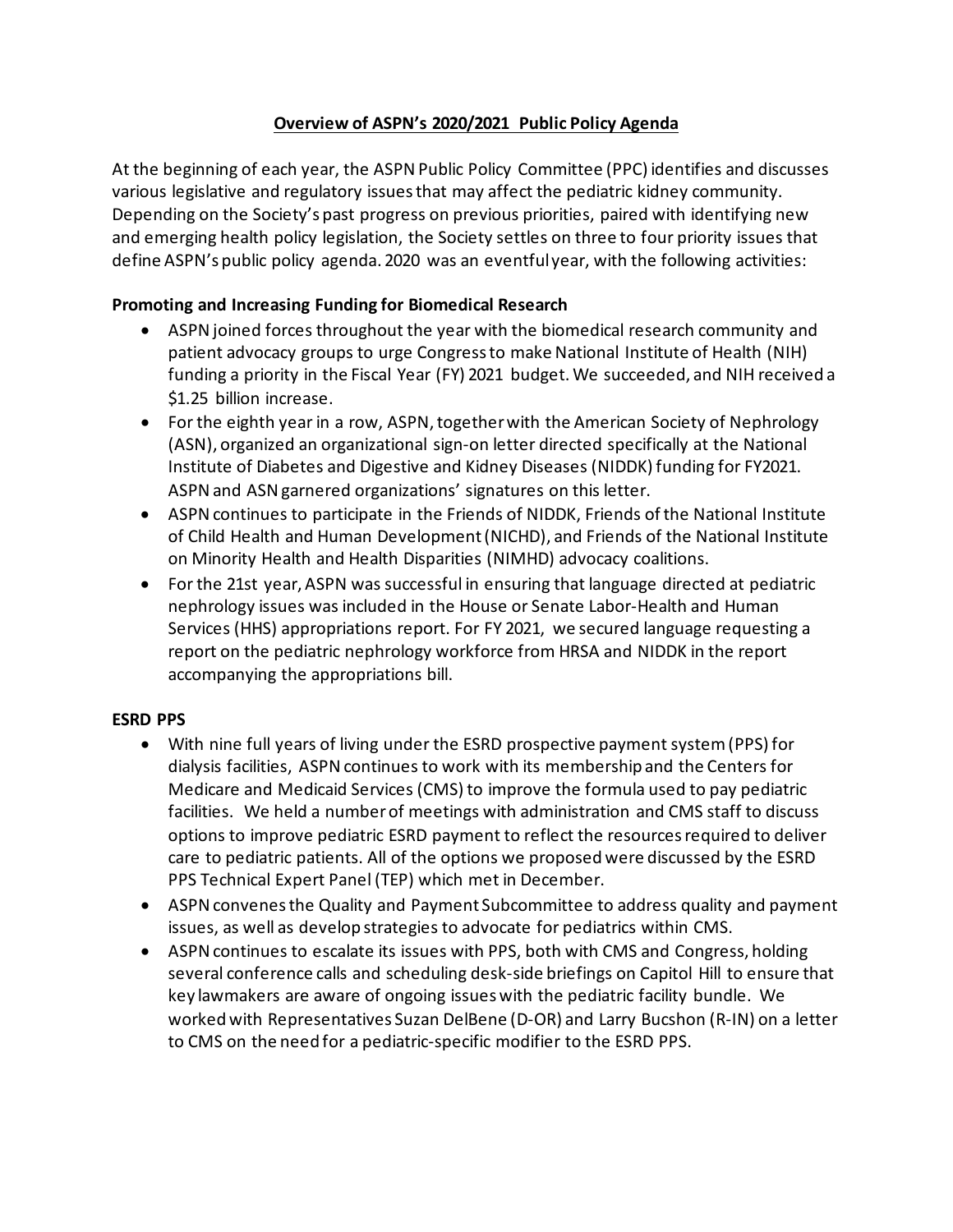# **Overview of ASPN's 2020/2021 Public Policy Agenda**

At the beginning of each year, the ASPN Public Policy Committee (PPC) identifies and discusses various legislative and regulatory issues that may affect the pediatric kidney community. Depending on the Society's past progress on previous priorities, paired with identifying new and emerging health policy legislation, the Society settles on three to four priority issues that define ASPN's public policy agenda. 2020 was an eventful year, with the following activities:

## **Promoting and Increasing Funding for Biomedical Research**

- ASPN joined forces throughout the year with the biomedical research community and patient advocacy groups to urge Congress to make National Institute of Health (NIH) funding a priority in the Fiscal Year (FY) 2021 budget. We succeeded, and NIH received a $1.25 billion increase.
- For the eighth year in a row, ASPN, together with the American Society of Nephrology (ASN), organized an organizational sign-on letter directed specifically at the National Institute of Diabetes and Digestive and Kidney Diseases (NIDDK) funding for FY2021. ASPN and ASN garnered organizations' signatures on this letter.
- ASPN continues to participate in the Friends of NIDDK, Friends of the National Institute of Child Health and Human Development (NICHD), and Friends of the National Institute on Minority Health and Health Disparities (NIMHD) advocacy coalitions.
- For the 21st year, ASPN was successful in ensuring that language directed at pediatric nephrology issues was included in the House or Senate Labor-Health and Human Services (HHS) appropriations report. For FY 2021, we secured language requesting a report on the pediatric nephrology workforce from HRSA and NIDDK in the report accompanying the appropriations bill.

## **ESRD PPS**

- With nine full years of living under the ESRD prospective payment system (PPS) for dialysis facilities, ASPN continues to work with its membership and the Centers for Medicare and Medicaid Services (CMS) to improve the formula used to pay pediatric facilities. We held a number of meetings with administration and CMS staff to discuss options to improve pediatric ESRD payment to reflect the resources required to deliver care to pediatric patients. All of the options we proposed were discussed by the ESRD PPS Technical Expert Panel (TEP) which met in December.
- ASPN convenes the Quality and Payment Subcommittee to address quality and payment issues, as well as develop strategies to advocate for pediatrics within CMS.
- ASPN continues to escalate its issues with PPS, both with CMS and Congress, holding several conference calls and scheduling desk-side briefings on Capitol Hill to ensure that key lawmakers are aware of ongoing issues with the pediatric facility bundle. We worked with Representatives Suzan DelBene (D-OR) and Larry Bucshon (R-IN) on a letter to CMS on the need for a pediatric-specific modifier to the ESRD PPS.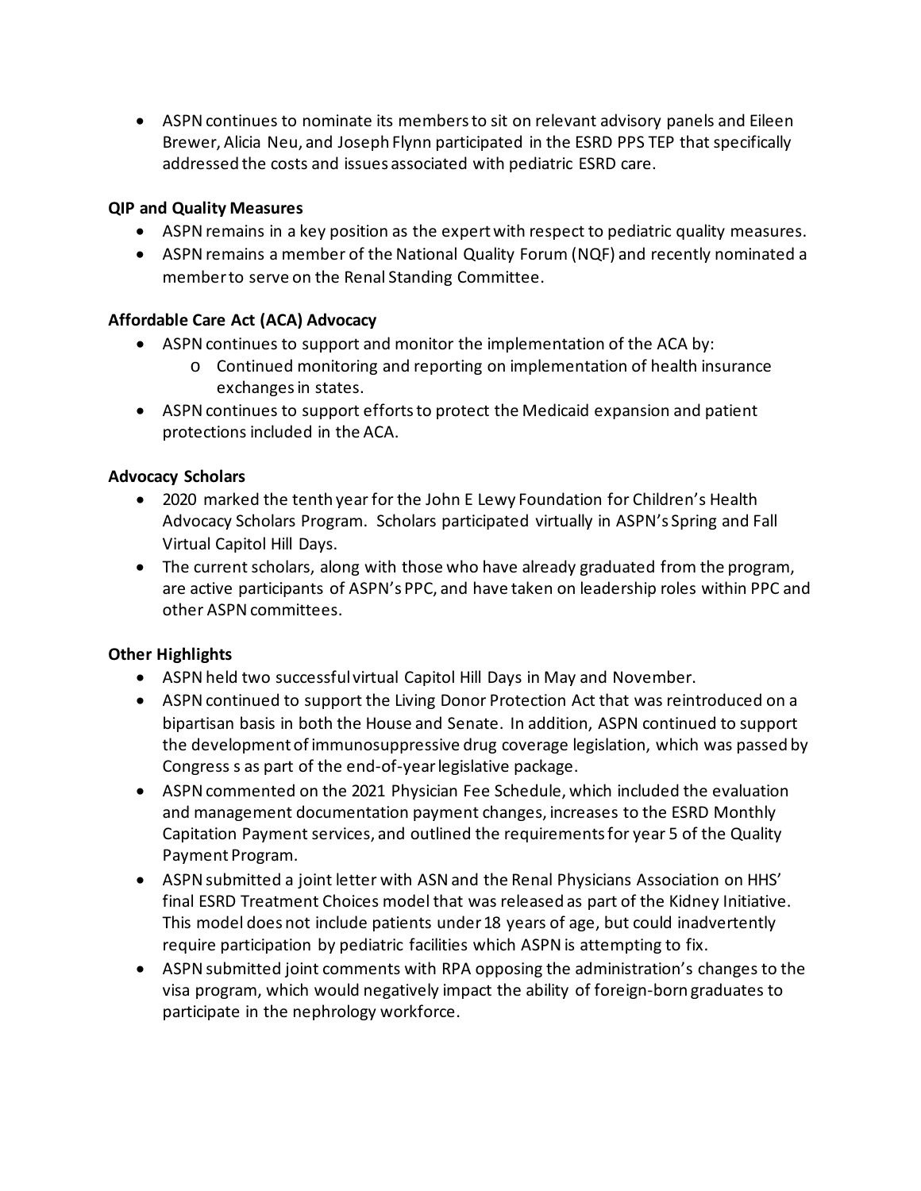- ASPN continues to nominate its members to sit on relevant advisory panels and Eileen Brewer, Alicia Neu, and Joseph Flynn participated in the ESRD PPS TEP that specifically addressed the costs and issues associated with pediatric ESRD care.

**QIP and Quality Measures**

- ASPN remains in a key position as the expert with respect to pediatric quality measures.
- ASPN remains a member of the National Quality Forum (NQF) and recently nominated a member to serve on the Renal Standing Committee.

**Affordable Care Act (ACA) Advocacy**

- ASPN continues to support and monitor the implementation of the ACA by:
    - Continued monitoring and reporting on implementation of health insurance exchanges in states.
- ASPN continues to support efforts to protect the Medicaid expansion and patient protections included in the ACA.

**Advocacy Scholars**

- 2020 marked the tenth year for the John E Lewy Foundation for Children's Health Advocacy Scholars Program. Scholars participated virtually in ASPN's Spring and Fall Virtual Capitol Hill Days.
- The current scholars, along with those who have already graduated from the program, are active participants of ASPN's PPC, and have taken on leadership roles within PPC and other ASPN committees.

**Other Highlights**

- ASPN held two successful virtual Capitol Hill Days in May and November.
- ASPN continued to support the Living Donor Protection Act that was reintroduced on a bipartisan basis in both the House and Senate. In addition, ASPN continued to support the development of immunosuppressive drug coverage legislation, which was passed by Congress s as part of the end-of-year legislative package.
- ASPN commented on the 2021 Physician Fee Schedule, which included the evaluation and management documentation payment changes, increases to the ESRD Monthly Capitation Payment services, and outlined the requirements for year 5 of the Quality Payment Program.
- ASPN submitted a joint letter with ASN and the Renal Physicians Association on HHS' final ESRD Treatment Choices model that was released as part of the Kidney Initiative. This model does not include patients under 18 years of age, but could inadvertently require participation by pediatric facilities which ASPN is attempting to fix.
- ASPN submitted joint comments with RPA opposing the administration's changes to the visa program, which would negatively impact the ability of foreign-born graduates to participate in the nephrology workforce.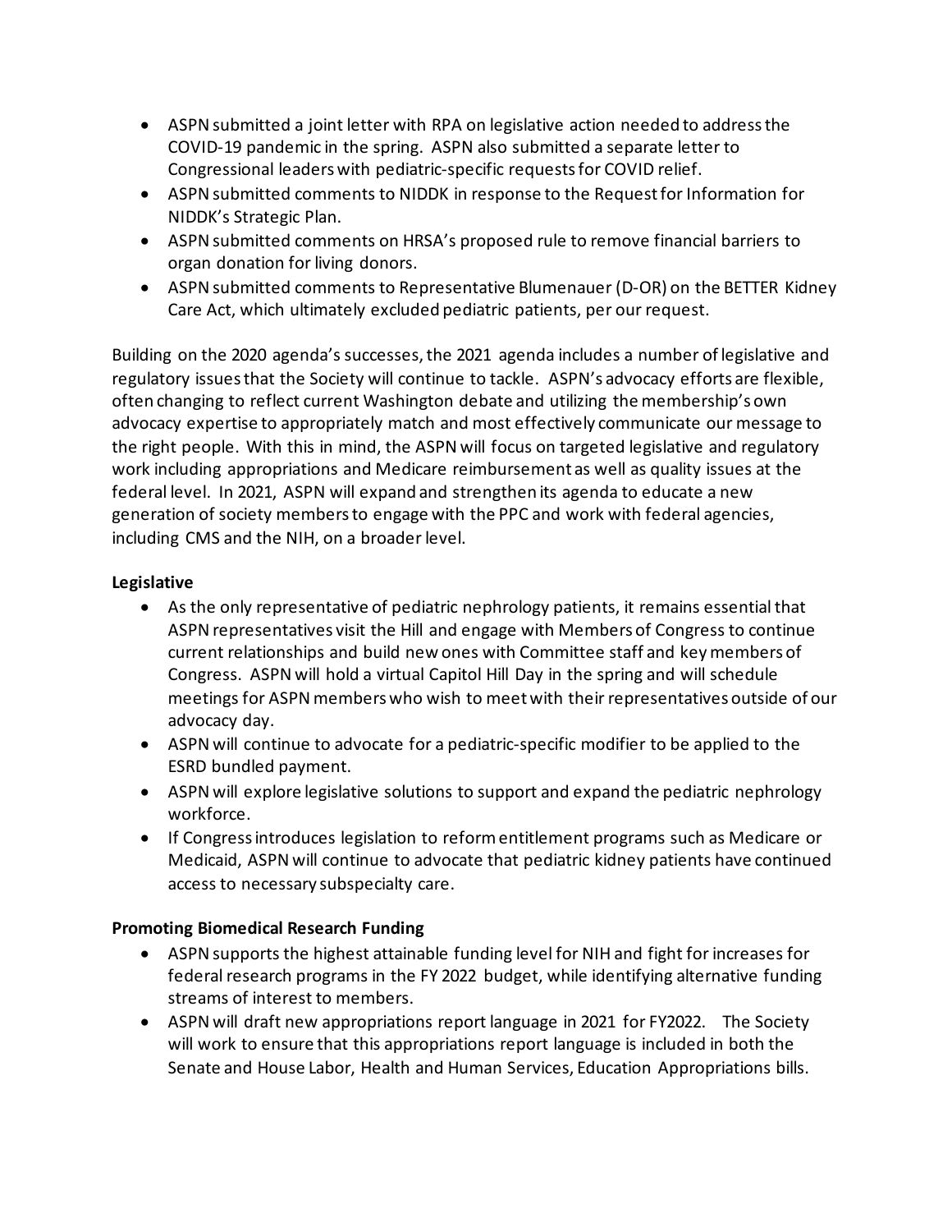- ASPN submitted a joint letter with RPA on legislative action needed to address the COVID-19 pandemic in the spring. ASPN also submitted a separate letter to Congressional leaders with pediatric-specific requests for COVID relief.
- ASPN submitted comments to NIDDK in response to the Request for Information for NIDDK's Strategic Plan.
- ASPN submitted comments on HRSA's proposed rule to remove financial barriers to organ donation for living donors.
- ASPN submitted comments to Representative Blumenauer (D-OR) on the BETTER Kidney Care Act, which ultimately excluded pediatric patients, per our request.

Building on the 2020 agenda's successes, the 2021 agenda includes a number of legislative and regulatory issues that the Society will continue to tackle. ASPN's advocacy efforts are flexible, often changing to reflect current Washington debate and utilizing the membership's own advocacy expertise to appropriately match and most effectively communicate our message to the right people. With this in mind, the ASPN will focus on targeted legislative and regulatory work including appropriations and Medicare reimbursement as well as quality issues at the federal level. In 2021, ASPN will expand and strengthen its agenda to educate a new generation of society members to engage with the PPC and work with federal agencies, including CMS and the NIH, on a broader level.

**Legislative**

- As the only representative of pediatric nephrology patients, it remains essential that ASPN representatives visit the Hill and engage with Members of Congress to continue current relationships and build new ones with Committee staff and key members of Congress. ASPN will hold a virtual Capitol Hill Day in the spring and will schedule meetings for ASPN members who wish to meet with their representatives outside of our advocacy day.
- ASPN will continue to advocate for a pediatric-specific modifier to be applied to the ESRD bundled payment.
- ASPN will explore legislative solutions to support and expand the pediatric nephrology workforce.
- If Congress introduces legislation to reform entitlement programs such as Medicare or Medicaid, ASPN will continue to advocate that pediatric kidney patients have continued access to necessary subspecialty care.

**Promoting Biomedical Research Funding**

- ASPN supports the highest attainable funding level for NIH and fight for increases for federal research programs in the FY 2022 budget, while identifying alternative funding streams of interest to members.
- ASPN will draft new appropriations report language in 2021 for FY2022. The Society will work to ensure that this appropriations report language is included in both the Senate and House Labor, Health and Human Services, Education Appropriations bills.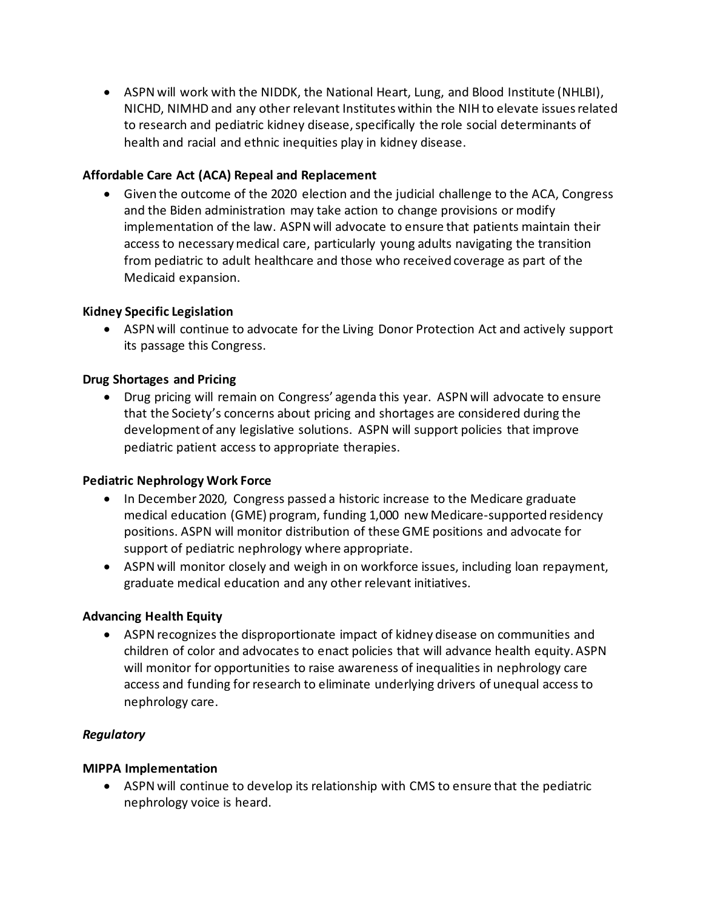- ASPN will work with the NIDDK, the National Heart, Lung, and Blood Institute (NHLBI), NICHD, NIMHD and any other relevant Institutes within the NIH to elevate issues related to research and pediatric kidney disease, specifically the role social determinants of health and racial and ethnic inequities play in kidney disease.

**Affordable Care Act (ACA) Repeal and Replacement**

- Given the outcome of the 2020 election and the judicial challenge to the ACA, Congress and the Biden administration may take action to change provisions or modify implementation of the law. ASPN will advocate to ensure that patients maintain their access to necessary medical care, particularly young adults navigating the transition from pediatric to adult healthcare and those who received coverage as part of the Medicaid expansion.

**Kidney Specific Legislation**

- ASPN will continue to advocate for the Living Donor Protection Act and actively support its passage this Congress.

**Drug Shortages and Pricing**

- Drug pricing will remain on Congress' agenda this year. ASPN will advocate to ensure that the Society's concerns about pricing and shortages are considered during the development of any legislative solutions. ASPN will support policies that improve pediatric patient access to appropriate therapies.

**Pediatric Nephrology Work Force**

- In December 2020, Congress passed a historic increase to the Medicare graduate medical education (GME) program, funding 1,000 new Medicare-supported residency positions. ASPN will monitor distribution of these GME positions and advocate for support of pediatric nephrology where appropriate.
- ASPN will monitor closely and weigh in on workforce issues, including loan repayment, graduate medical education and any other relevant initiatives.

**Advancing Health Equity**

- ASPN recognizes the disproportionate impact of kidney disease on communities and children of color and advocates to enact policies that will advance health equity. ASPN will monitor for opportunities to raise awareness of inequalities in nephrology care access and funding for research to eliminate underlying drivers of unequal access to nephrology care.

***Regulatory***

**MIPPA Implementation**

- ASPN will continue to develop its relationship with CMS to ensure that the pediatric nephrology voice is heard.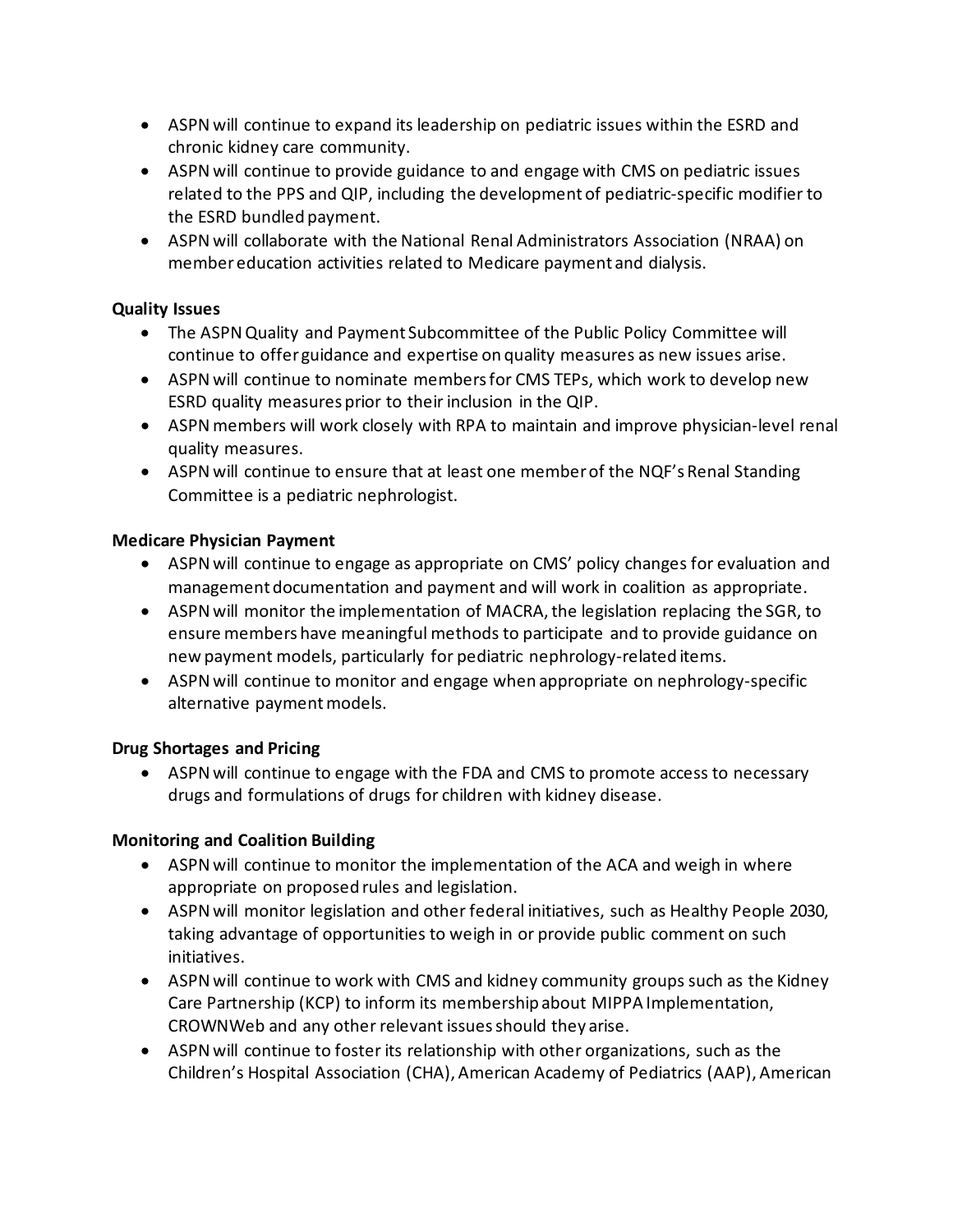- ASPN will continue to expand its leadership on pediatric issues within the ESRD and chronic kidney care community.
- ASPN will continue to provide guidance to and engage with CMS on pediatric issues related to the PPS and QIP, including the development of pediatric-specific modifier to the ESRD bundled payment.
- ASPN will collaborate with the National Renal Administrators Association (NRAA) on member education activities related to Medicare payment and dialysis.

**Quality Issues**

- The ASPN Quality and Payment Subcommittee of the Public Policy Committee will continue to offer guidance and expertise on quality measures as new issues arise.
- ASPN will continue to nominate members for CMS TEPs, which work to develop new ESRD quality measures prior to their inclusion in the QIP.
- ASPN members will work closely with RPA to maintain and improve physician-level renal quality measures.
- ASPN will continue to ensure that at least one member of the NQF's Renal Standing Committee is a pediatric nephrologist.

**Medicare Physician Payment**

- ASPN will continue to engage as appropriate on CMS' policy changes for evaluation and management documentation and payment and will work in coalition as appropriate.
- ASPN will monitor the implementation of MACRA, the legislation replacing the SGR, to ensure members have meaningful methods to participate and to provide guidance on new payment models, particularly for pediatric nephrology-related items.
- ASPN will continue to monitor and engage when appropriate on nephrology-specific alternative payment models.

**Drug Shortages and Pricing**

- ASPN will continue to engage with the FDA and CMS to promote access to necessary drugs and formulations of drugs for children with kidney disease.

**Monitoring and Coalition Building**

- ASPN will continue to monitor the implementation of the ACA and weigh in where appropriate on proposed rules and legislation.
- ASPN will monitor legislation and other federal initiatives, such as Healthy People 2030, taking advantage of opportunities to weigh in or provide public comment on such initiatives.
- ASPN will continue to work with CMS and kidney community groups such as the Kidney Care Partnership (KCP) to inform its membership about MIPPA Implementation, CROWNWeb and any other relevant issues should they arise.
- ASPN will continue to foster its relationship with other organizations, such as the Children's Hospital Association (CHA), American Academy of Pediatrics (AAP), American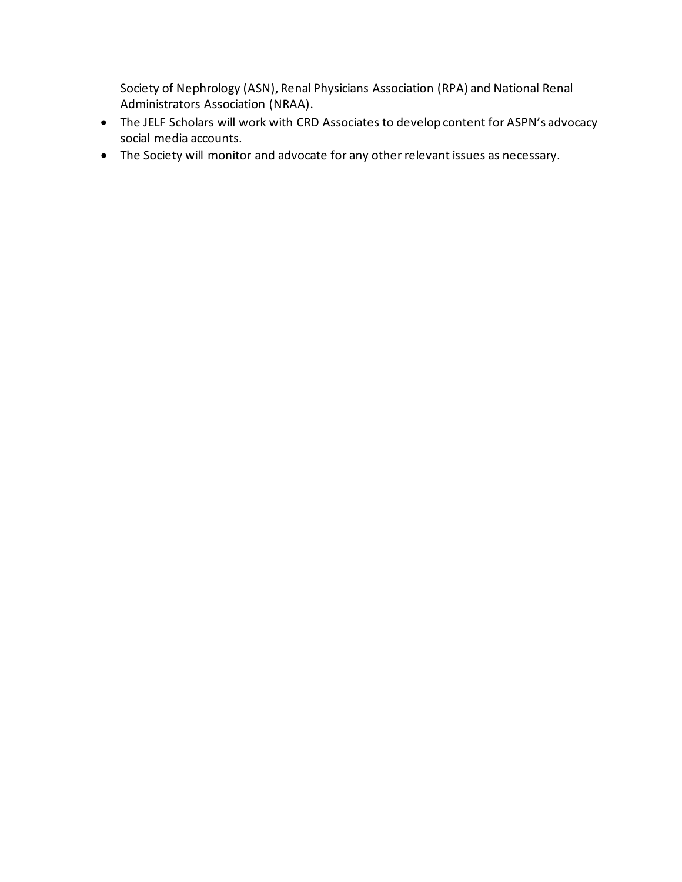Society of Nephrology (ASN), Renal Physicians Association (RPA) and National Renal Administrators Association (NRAA).

- The JELF Scholars will work with CRD Associates to develop content for ASPN's advocacy social media accounts.
- The Society will monitor and advocate for any other relevant issues as necessary.